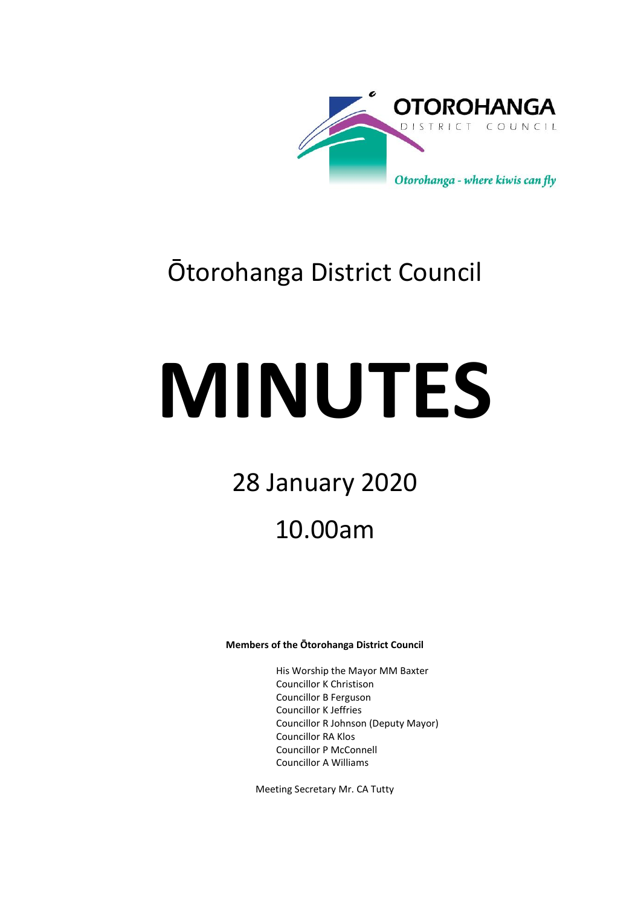OTOROHANGA
DISTRICT COUNCIL

*Otorohanga - where kiwis can fly*

# Ōtorohanga District Council

# MINUTES

## 28 January 2020

## 10.00am

**Members of the Ōtorohanga District Council**

His Worship the Mayor MM Baxter
Councillor K Christison
Councillor B Ferguson
Councillor K Jeffries
Councillor R Johnson (Deputy Mayor)
Councillor RA Klos
Councillor P McConnell
Councillor A Williams

Meeting Secretary Mr. CA Tutty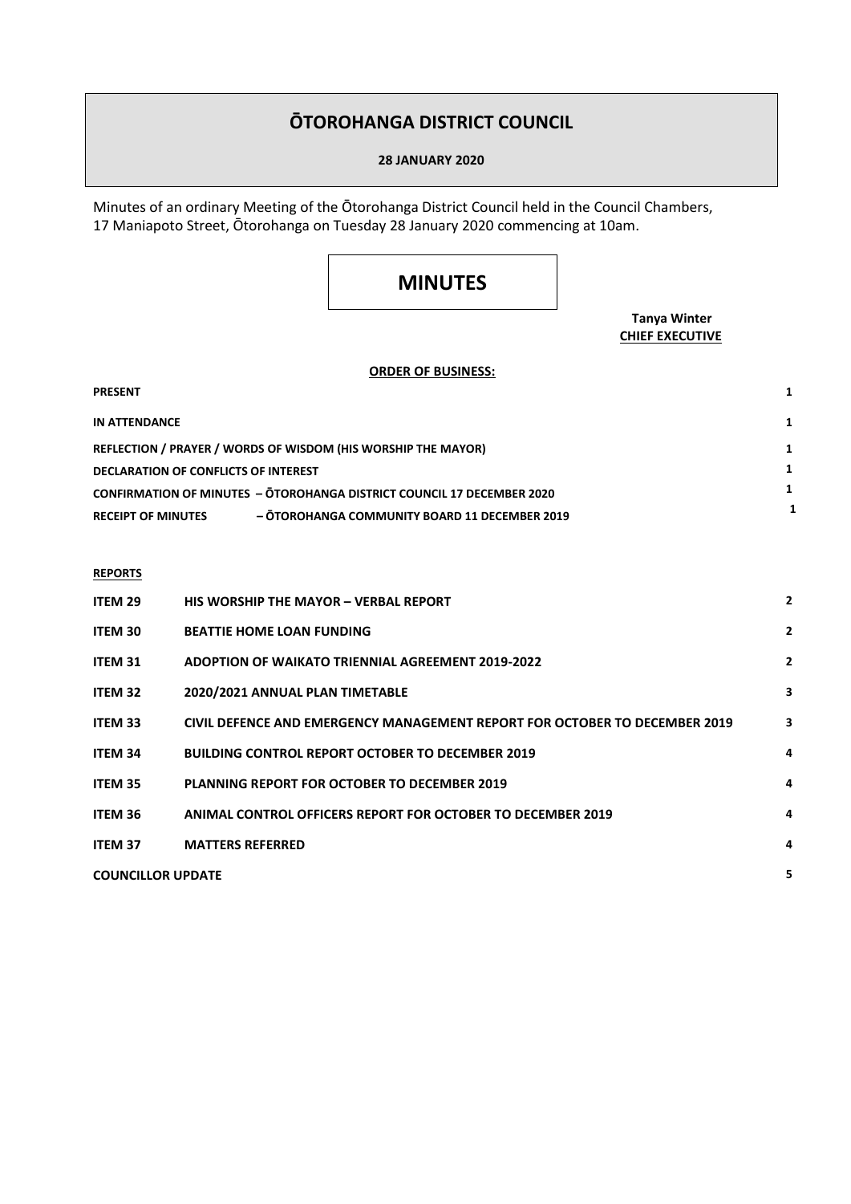# ŌTOROHANGA DISTRICT COUNCIL

**28 JANUARY 2020**

Minutes of an ordinary Meeting of the Ōtorohanga District Council held in the Council Chambers, 17 Maniapoto Street, Ōtorohanga on Tuesday 28 January 2020 commencing at 10am.

# MINUTES

**Tanya Winter**
**CHIEF EXECUTIVE**

**ORDER OF BUSINESS:**

| | | |
|---|---|---|
| **PRESENT** | | 1 |
| **IN ATTENDANCE** | | 1 |
| **REFLECTION / PRAYER / WORDS OF WISDOM (HIS WORSHIP THE MAYOR)** | | 1 |
| **DECLARATION OF CONFLICTS OF INTEREST** | | 1 |
| **CONFIRMATION OF MINUTES – ŌTOROHANGA DISTRICT COUNCIL 17 DECEMBER 2020** | | 1 |
| **RECEIPT OF MINUTES** | **– ŌTOROHANGA COMMUNITY BOARD 11 DECEMBER 2019** | 1 |

**REPORTS**

| | | |
|---|---|---|
| **ITEM 29** | **HIS WORSHIP THE MAYOR – VERBAL REPORT** | 2 |
| **ITEM 30** | **BEATTIE HOME LOAN FUNDING** | 2 |
| **ITEM 31** | **ADOPTION OF WAIKATO TRIENNIAL AGREEMENT 2019-2022** | 2 |
| **ITEM 32** | **2020/2021 ANNUAL PLAN TIMETABLE** | 3 |
| **ITEM 33** | **CIVIL DEFENCE AND EMERGENCY MANAGEMENT REPORT FOR OCTOBER TO DECEMBER 2019** | 3 |
| **ITEM 34** | **BUILDING CONTROL REPORT OCTOBER TO DECEMBER 2019** | 4 |
| **ITEM 35** | **PLANNING REPORT FOR OCTOBER TO DECEMBER 2019** | 4 |
| **ITEM 36** | **ANIMAL CONTROL OFFICERS REPORT FOR OCTOBER TO DECEMBER 2019** | 4 |
| **ITEM 37** | **MATTERS REFERRED** | 4 |
| **COUNCILLOR UPDATE** | | 5 |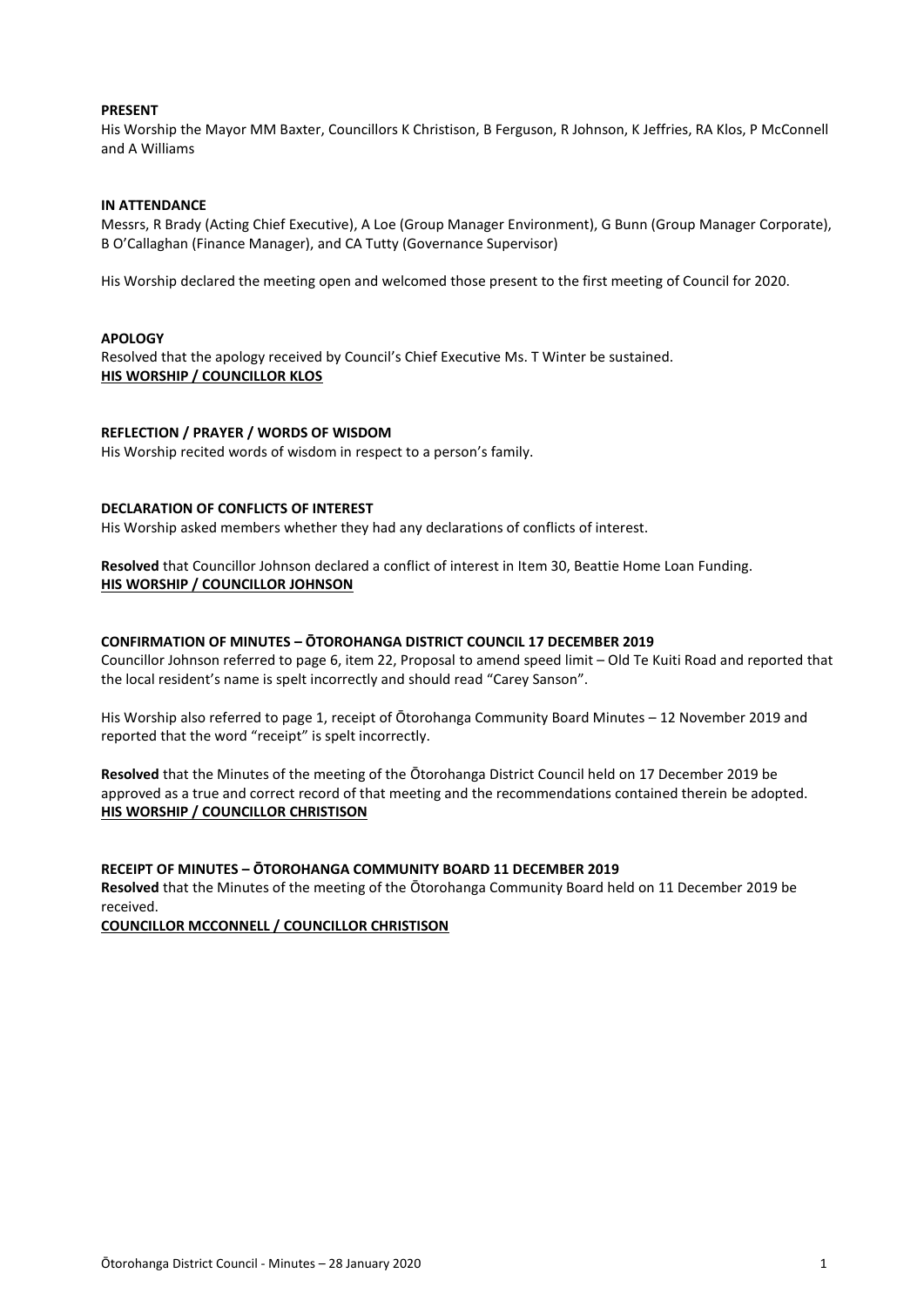**PRESENT**

His Worship the Mayor MM Baxter, Councillors K Christison, B Ferguson, R Johnson, K Jeffries, RA Klos, P McConnell and A Williams

**IN ATTENDANCE**

Messrs, R Brady (Acting Chief Executive), A Loe (Group Manager Environment), G Bunn (Group Manager Corporate), B O'Callaghan (Finance Manager), and CA Tutty (Governance Supervisor)

His Worship declared the meeting open and welcomed those present to the first meeting of Council for 2020.

**APOLOGY**

Resolved that the apology received by Council's Chief Executive Ms. T Winter be sustained.
**HIS WORSHIP / COUNCILLOR KLOS**

**REFLECTION / PRAYER / WORDS OF WISDOM**

His Worship recited words of wisdom in respect to a person's family.

**DECLARATION OF CONFLICTS OF INTEREST**

His Worship asked members whether they had any declarations of conflicts of interest.

**Resolved** that Councillor Johnson declared a conflict of interest in Item 30, Beattie Home Loan Funding.
**HIS WORSHIP / COUNCILLOR JOHNSON**

**CONFIRMATION OF MINUTES – ŌTOROHANGA DISTRICT COUNCIL 17 DECEMBER 2019**

Councillor Johnson referred to page 6, item 22, Proposal to amend speed limit – Old Te Kuiti Road and reported that the local resident's name is spelt incorrectly and should read "Carey Sanson".

His Worship also referred to page 1, receipt of Ōtorohanga Community Board Minutes – 12 November 2019 and reported that the word "receipt" is spelt incorrectly.

**Resolved** that the Minutes of the meeting of the Ōtorohanga District Council held on 17 December 2019 be approved as a true and correct record of that meeting and the recommendations contained therein be adopted.
**HIS WORSHIP / COUNCILLOR CHRISTISON**

**RECEIPT OF MINUTES – ŌTOROHANGA COMMUNITY BOARD 11 DECEMBER 2019**

**Resolved** that the Minutes of the meeting of the Ōtorohanga Community Board held on 11 December 2019 be received.
**COUNCILLOR MCCONNELL / COUNCILLOR CHRISTISON**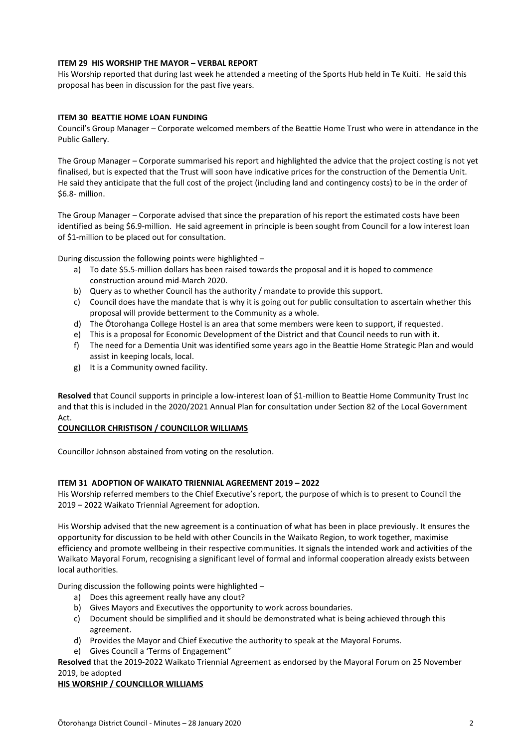**ITEM 29 HIS WORSHIP THE MAYOR – VERBAL REPORT**

His Worship reported that during last week he attended a meeting of the Sports Hub held in Te Kuiti. He said this proposal has been in discussion for the past five years.

**ITEM 30 BEATTIE HOME LOAN FUNDING**

Council's Group Manager – Corporate welcomed members of the Beattie Home Trust who were in attendance in the Public Gallery.

The Group Manager – Corporate summarised his report and highlighted the advice that the project costing is not yet finalised, but is expected that the Trust will soon have indicative prices for the construction of the Dementia Unit. He said they anticipate that the full cost of the project (including land and contingency costs) to be in the order of $6.8- million.

The Group Manager – Corporate advised that since the preparation of his report the estimated costs have been identified as being $6.9-million. He said agreement in principle is been sought from Council for a low interest loan of $1-million to be placed out for consultation.

During discussion the following points were highlighted –

a) To date $5.5-million dollars has been raised towards the proposal and it is hoped to commence construction around mid-March 2020.
b) Query as to whether Council has the authority / mandate to provide this support.
c) Council does have the mandate that is why it is going out for public consultation to ascertain whether this proposal will provide betterment to the Community as a whole.
d) The Ōtorohanga College Hostel is an area that some members were keen to support, if requested.
e) This is a proposal for Economic Development of the District and that Council needs to run with it.
f) The need for a Dementia Unit was identified some years ago in the Beattie Home Strategic Plan and would assist in keeping locals, local.
g) It is a Community owned facility.

**Resolved** that Council supports in principle a low-interest loan of $1-million to Beattie Home Community Trust Inc and that this is included in the 2020/2021 Annual Plan for consultation under Section 82 of the Local Government Act.

**COUNCILLOR CHRISTISON / COUNCILLOR WILLIAMS**

Councillor Johnson abstained from voting on the resolution.

**ITEM 31 ADOPTION OF WAIKATO TRIENNIAL AGREEMENT 2019 – 2022**

His Worship referred members to the Chief Executive's report, the purpose of which is to present to Council the 2019 – 2022 Waikato Triennial Agreement for adoption.

His Worship advised that the new agreement is a continuation of what has been in place previously. It ensures the opportunity for discussion to be held with other Councils in the Waikato Region, to work together, maximise efficiency and promote wellbeing in their respective communities. It signals the intended work and activities of the Waikato Mayoral Forum, recognising a significant level of formal and informal cooperation already exists between local authorities.

During discussion the following points were highlighted –

a) Does this agreement really have any clout?
b) Gives Mayors and Executives the opportunity to work across boundaries.
c) Document should be simplified and it should be demonstrated what is being achieved through this agreement.
d) Provides the Mayor and Chief Executive the authority to speak at the Mayoral Forums.
e) Gives Council a 'Terms of Engagement"

**Resolved** that the 2019-2022 Waikato Triennial Agreement as endorsed by the Mayoral Forum on 25 November 2019, be adopted

**HIS WORSHIP / COUNCILLOR WILLIAMS**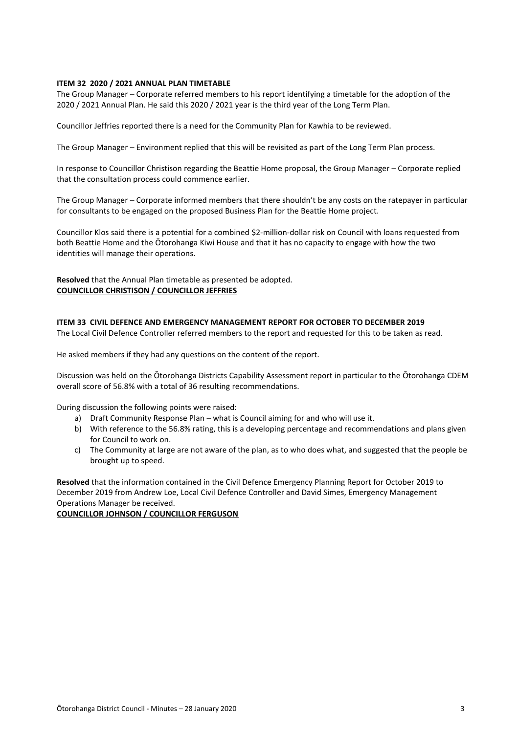**ITEM 32 2020 / 2021 ANNUAL PLAN TIMETABLE**

The Group Manager – Corporate referred members to his report identifying a timetable for the adoption of the 2020 / 2021 Annual Plan. He said this 2020 / 2021 year is the third year of the Long Term Plan.

Councillor Jeffries reported there is a need for the Community Plan for Kawhia to be reviewed.

The Group Manager – Environment replied that this will be revisited as part of the Long Term Plan process.

In response to Councillor Christison regarding the Beattie Home proposal, the Group Manager – Corporate replied that the consultation process could commence earlier.

The Group Manager – Corporate informed members that there shouldn't be any costs on the ratepayer in particular for consultants to be engaged on the proposed Business Plan for the Beattie Home project.

Councillor Klos said there is a potential for a combined $2-million-dollar risk on Council with loans requested from both Beattie Home and the Ōtorohanga Kiwi House and that it has no capacity to engage with how the two identities will manage their operations.

**Resolved** that the Annual Plan timetable as presented be adopted.
**COUNCILLOR CHRISTISON / COUNCILLOR JEFFRIES**

**ITEM 33 CIVIL DEFENCE AND EMERGENCY MANAGEMENT REPORT FOR OCTOBER TO DECEMBER 2019**

The Local Civil Defence Controller referred members to the report and requested for this to be taken as read.

He asked members if they had any questions on the content of the report.

Discussion was held on the Ōtorohanga Districts Capability Assessment report in particular to the Ōtorohanga CDEM overall score of 56.8% with a total of 36 resulting recommendations.

During discussion the following points were raised:

a) Draft Community Response Plan – what is Council aiming for and who will use it.
b) With reference to the 56.8% rating, this is a developing percentage and recommendations and plans given for Council to work on.
c) The Community at large are not aware of the plan, as to who does what, and suggested that the people be brought up to speed.

**Resolved** that the information contained in the Civil Defence Emergency Planning Report for October 2019 to December 2019 from Andrew Loe, Local Civil Defence Controller and David Simes, Emergency Management Operations Manager be received.
**COUNCILLOR JOHNSON / COUNCILLOR FERGUSON**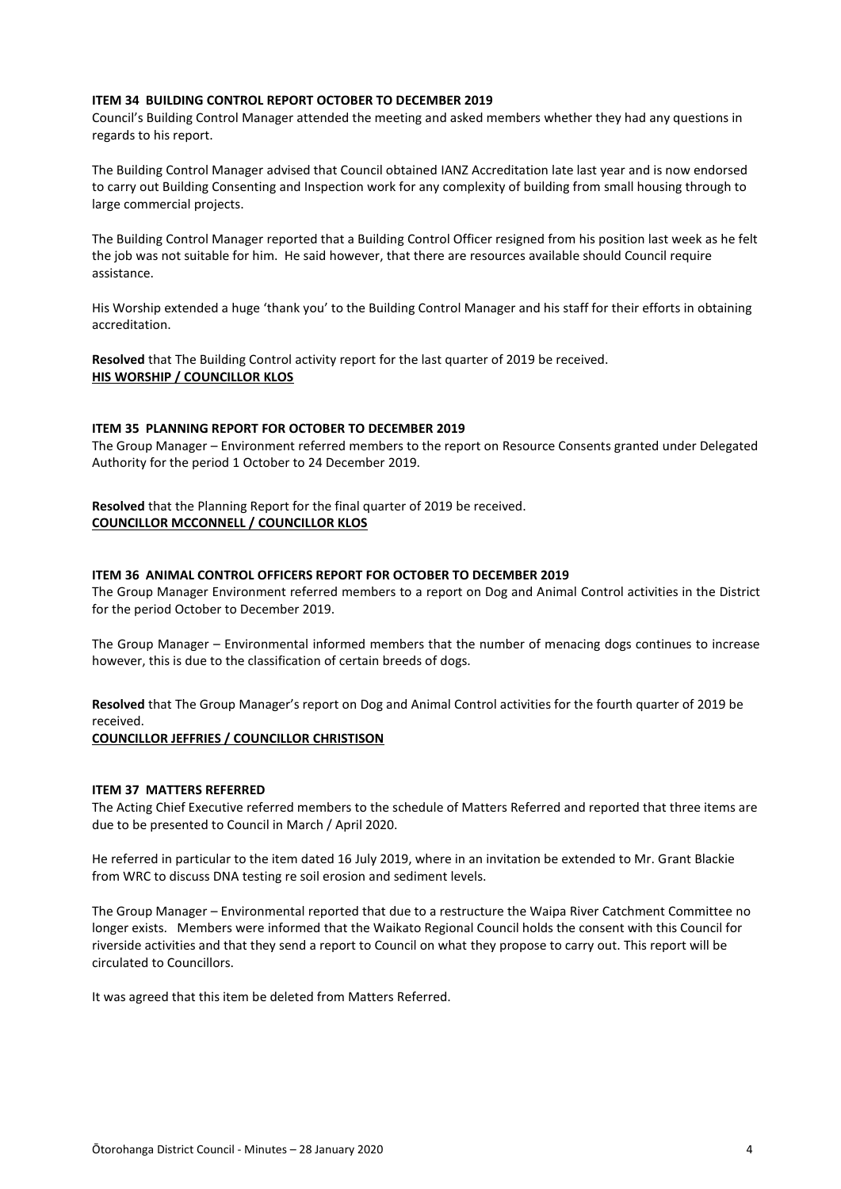**ITEM 34 BUILDING CONTROL REPORT OCTOBER TO DECEMBER 2019**

Council's Building Control Manager attended the meeting and asked members whether they had any questions in regards to his report.

The Building Control Manager advised that Council obtained IANZ Accreditation late last year and is now endorsed to carry out Building Consenting and Inspection work for any complexity of building from small housing through to large commercial projects.

The Building Control Manager reported that a Building Control Officer resigned from his position last week as he felt the job was not suitable for him. He said however, that there are resources available should Council require assistance.

His Worship extended a huge 'thank you' to the Building Control Manager and his staff for their efforts in obtaining accreditation.

**Resolved** that The Building Control activity report for the last quarter of 2019 be received.
**HIS WORSHIP / COUNCILLOR KLOS**

**ITEM 35 PLANNING REPORT FOR OCTOBER TO DECEMBER 2019**

The Group Manager – Environment referred members to the report on Resource Consents granted under Delegated Authority for the period 1 October to 24 December 2019.

**Resolved** that the Planning Report for the final quarter of 2019 be received.
**COUNCILLOR MCCONNELL / COUNCILLOR KLOS**

**ITEM 36 ANIMAL CONTROL OFFICERS REPORT FOR OCTOBER TO DECEMBER 2019**

The Group Manager Environment referred members to a report on Dog and Animal Control activities in the District for the period October to December 2019.

The Group Manager – Environmental informed members that the number of menacing dogs continues to increase however, this is due to the classification of certain breeds of dogs.

**Resolved** that The Group Manager's report on Dog and Animal Control activities for the fourth quarter of 2019 be received.
**COUNCILLOR JEFFRIES / COUNCILLOR CHRISTISON**

**ITEM 37 MATTERS REFERRED**

The Acting Chief Executive referred members to the schedule of Matters Referred and reported that three items are due to be presented to Council in March / April 2020.

He referred in particular to the item dated 16 July 2019, where in an invitation be extended to Mr. Grant Blackie from WRC to discuss DNA testing re soil erosion and sediment levels.

The Group Manager – Environmental reported that due to a restructure the Waipa River Catchment Committee no longer exists. Members were informed that the Waikato Regional Council holds the consent with this Council for riverside activities and that they send a report to Council on what they propose to carry out. This report will be circulated to Councillors.

It was agreed that this item be deleted from Matters Referred.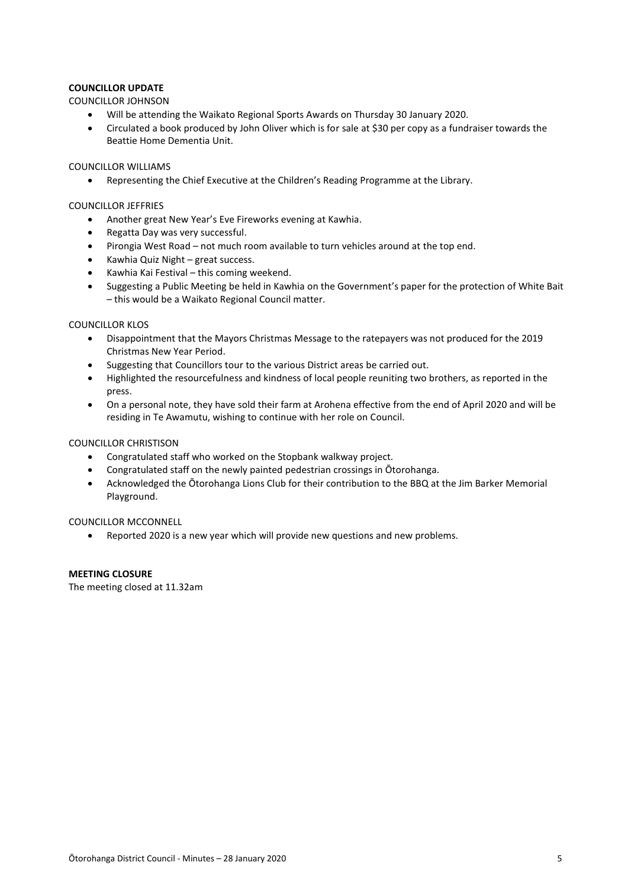**COUNCILLOR UPDATE**

COUNCILLOR JOHNSON

- Will be attending the Waikato Regional Sports Awards on Thursday 30 January 2020.
- Circulated a book produced by John Oliver which is for sale at $30 per copy as a fundraiser towards the Beattie Home Dementia Unit.

COUNCILLOR WILLIAMS

- Representing the Chief Executive at the Children's Reading Programme at the Library.

COUNCILLOR JEFFRIES

- Another great New Year's Eve Fireworks evening at Kawhia.
- Regatta Day was very successful.
- Pirongia West Road – not much room available to turn vehicles around at the top end.
- Kawhia Quiz Night – great success.
- Kawhia Kai Festival – this coming weekend.
- Suggesting a Public Meeting be held in Kawhia on the Government's paper for the protection of White Bait – this would be a Waikato Regional Council matter.

COUNCILLOR KLOS

- Disappointment that the Mayors Christmas Message to the ratepayers was not produced for the 2019 Christmas New Year Period.
- Suggesting that Councillors tour to the various District areas be carried out.
- Highlighted the resourcefulness and kindness of local people reuniting two brothers, as reported in the press.
- On a personal note, they have sold their farm at Arohena effective from the end of April 2020 and will be residing in Te Awamutu, wishing to continue with her role on Council.

COUNCILLOR CHRISTISON

- Congratulated staff who worked on the Stopbank walkway project.
- Congratulated staff on the newly painted pedestrian crossings in Ōtorohanga.
- Acknowledged the Ōtorohanga Lions Club for their contribution to the BBQ at the Jim Barker Memorial Playground.

COUNCILLOR MCCONNELL

- Reported 2020 is a new year which will provide new questions and new problems.

**MEETING CLOSURE**

The meeting closed at 11.32am